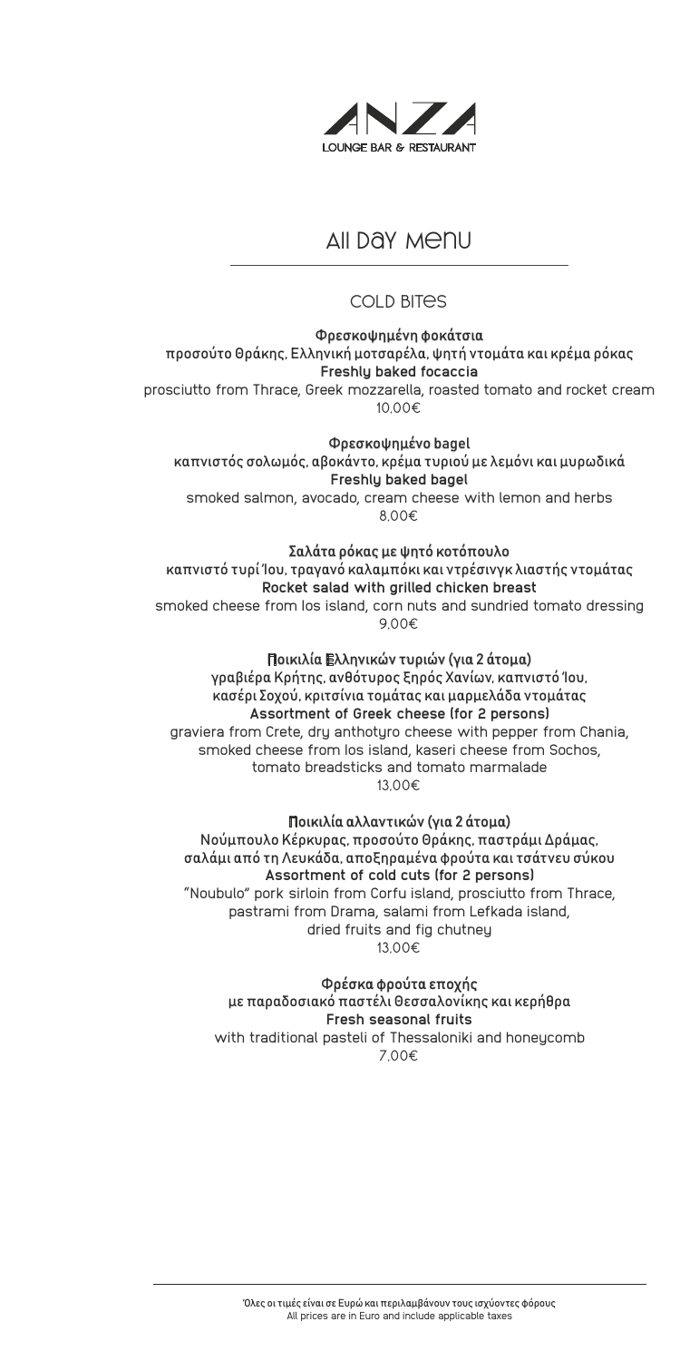# ANZA

LOUNGE BAR & RESTAURANT

## All Day Menu

### COLD BITES

**Φρεσκοψημένη φοκάτσια**
**προσούτο Θράκης, Ελληνική μοτσαρέλα, ψητή ντομάτα και κρέμα ρόκας**
**Freshly baked focaccia**
prosciutto from Thrace, Greek mozzarella, roasted tomato and rocket cream
10,00€

**Φρεσκοψημένο bagel**
**καπνιστός σολωμός, αβοκάντο, κρέμα τυριού με λεμόνι και μυρωδικά**
**Freshly baked bagel**
smoked salmon, avocado, cream cheese with lemon and herbs
8,00€

**Σαλάτα ρόκας με ψητό κοτόπουλο**
**καπνιστό τυρί Ίου, τραγανό καλαμπόκι και ντρέσινγκ λιαστής ντομάτας**
**Rocket salad with grilled chicken breast**
smoked cheese from Ios island, corn nuts and sundried tomato dressing
9,00€

**Ποικιλία Ελληνικών τυριών (για 2 άτομα)**
**γραβιέρα Κρήτης, ανθότυρος ξηρός Χανίων, καπνιστό Ίου,**
**κασέρι Σοχού, κριτσίνια τομάτας και μαρμελάδα ντομάτας**
**Assortment of Greek cheese (for 2 persons)**
graviera from Crete, dry anthotyro cheese with pepper from Chania,
smoked cheese from Ios island, kaseri cheese from Sochos,
tomato breadsticks and tomato marmalade
13,00€

**Ποικιλία αλλαντικών (για 2 άτομα)**
**Νούμπουλο Κέρκυρας, προσούτο Θράκης, παστράμι Δράμας,**
**σαλάμι από τη Λευκάδα, αποξηραμένα φρούτα και τσάτνευ σύκου**
**Assortment of cold cuts (for 2 persons)**
"Noubulo" pork sirloin from Corfu island, prosciutto from Thrace,
pastrami from Drama, salami from Lefkada island,
dried fruits and fig chutney
13,00€

**Φρέσκα φρούτα εποχής**
**με παραδοσιακό παστέλι Θεσσαλονίκης και κερήθρα**
**Fresh seasonal fruits**
with traditional pasteli of Thessaloniki and honeycomb
7,00€

Όλες οι τιμές είναι σε Ευρώ και περιλαμβάνουν τους ισχύοντες φόρους
All prices are in Euro and include applicable taxes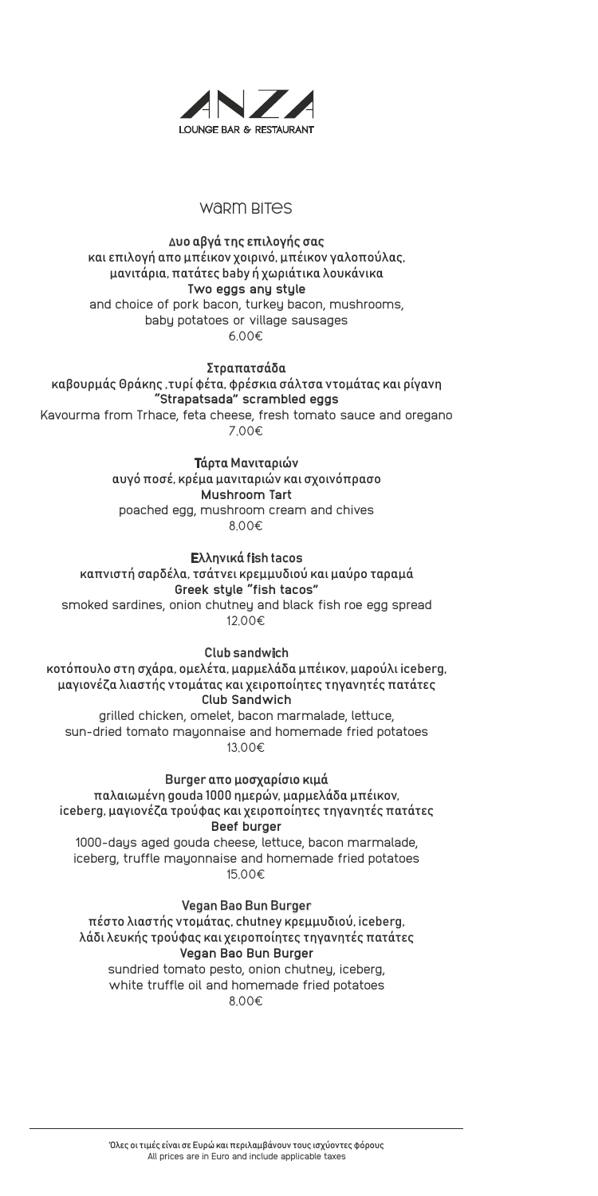ANZA
LOUNGE BAR & RESTAURANT

## WARM BITES

**Δυο αβγά της επιλογής σας**
**και επιλογή απο μπέικον χοιρινό, μπέικον γαλοπούλας, μανιτάρια, πατάτες baby ή χωριάτικα λουκάνικα**
**Two eggs any style**
and choice of pork bacon, turkey bacon, mushrooms, baby potatoes or village sausages
6,00€

**Στραπατσάδα**
**καβουρμάς Θράκης ,τυρί φέτα, φρέσκια σάλτσα ντομάτας και ρίγανη**
**"Strapatsada" scrambled eggs**
Kavourma from Trhace, feta cheese, fresh tomato sauce and oregano
7,00€

**Τάρτα Μανιταριών**
**αυγό ποσέ, κρέμα μανιταριών και σχοινόπρασο**
**Mushroom Tart**
poached egg, mushroom cream and chives
8,00€

**Ελληνικά fish tacos**
**καπνιστή σαρδέλα, τσάτνει κρεμμυδιού και μαύρο ταραμά**
**Greek style "fish tacos"**
smoked sardines, onion chutney and black fish roe egg spread
12,00€

**Club sandwich**
**κοτόπουλο στη σχάρα, ομελέτα, μαρμελάδα μπέικον, μαρούλι iceberg, μαγιονέζα λιαστής ντομάτας και χειροποίητες τηγανητές πατάτες**
**Club Sandwich**
grilled chicken, omelet, bacon marmalade, lettuce, sun-dried tomato mayonnaise and homemade fried potatoes
13,00€

**Burger απο μοσχαρίσιο κιμά**
**παλαιωμένη gouda 1000 ημερών, μαρμελάδα μπέικον, iceberg, μαγιονέζα τρούφας και χειροποίητες τηγανητές πατάτες**
**Beef burger**
1000-days aged gouda cheese, lettuce, bacon marmalade, iceberg, truffle mayonnaise and homemade fried potatoes
15,00€

**Vegan Bao Bun Burger**
**πέστο λιαστής ντομάτας, chutney κρεμμυδιού, iceberg, λάδι λευκής τρούφας και χειροποίητες τηγανητές πατάτες**
**Vegan Bao Bun Burger**
sundried tomato pesto, onion chutney, iceberg, white truffle oil and homemade fried potatoes
8,00€

Όλες οι τιμές είναι σε Ευρώ και περιλαμβάνουν τους ισχύοντες φόρους
All prices are in Euro and include applicable taxes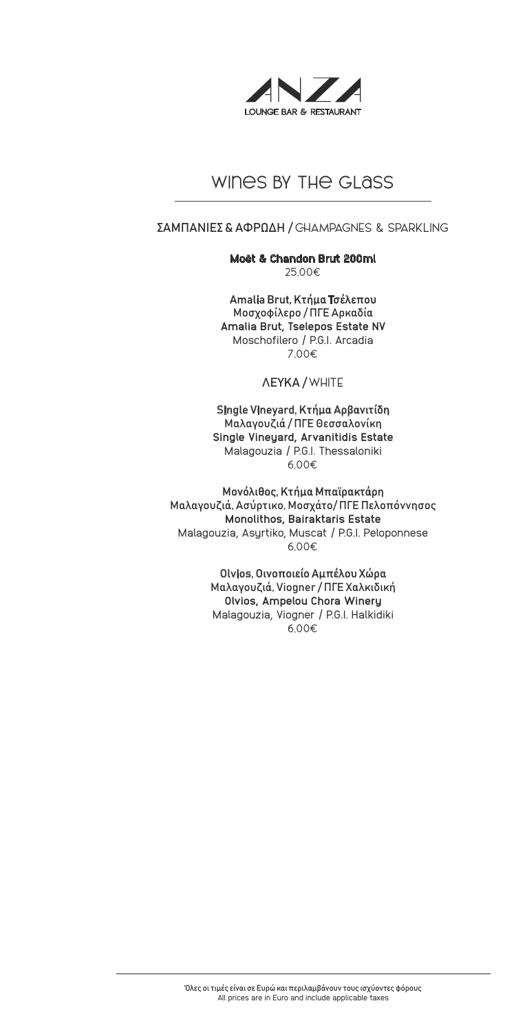# ANZA
LOUNGE BAR & RESTAURANT

## WINES BY THE GLASS

### ΣΑΜΠΑΝΙΕΣ & ΑΦΡΩΔΗ / CHAMPAGNES & SPARKLING

**Moët & Chandon Brut 200ml**
25,00€

**Amalia Brut, Κτήμα Τσέλεπου**
**Μοσχοφίλερο / ΠΓΕ Αρκαδία**
**Amalia Brut, Tselepos Estate NV**
Moschofilero / P.G.I. Arcadia
7,00€

### ΛΕΥΚΑ / WHITE

**Single Vineyard, Κτήμα Αρβανιτίδη**
**Μαλαγουζιά / ΠΓΕ Θεσσαλονίκη**
**Single Vineyard, Arvanitidis Estate**
Malagouzia / P.G.I. Thessaloniki
6,00€

**Μονόλιθος, Κτήμα Μπαϊρακτάρη**
**Μαλαγουζιά, Ασύρτικο, Μοσχάτο/ ΠΓΕ Πελοπόννησος**
**Monolithos, Bairaktaris Estate**
Malagouzia, Asyrtiko, Muscat / P.G.I. Peloponnese
6,00€

**Olvios, Οινοποιείο Αμπέλου Χώρα**
**Μαλαγουζιά, Viogner / ΠΓΕ Χαλκιδική**
**Olvios, Ampelou Chora Winery**
Malagouzia, Viogner / P.G.I. Halkidiki
6,00€

Όλες οι τιμές είναι σε Ευρώ και περιλαμβάνουν τους ισχύοντες φόρους
All prices are in Euro and include applicable taxes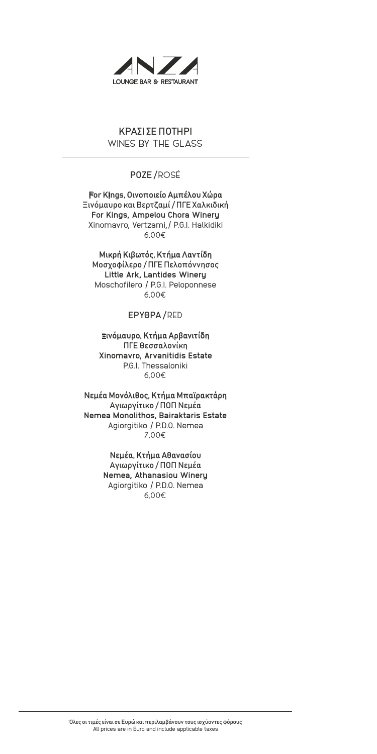ANZA
LOUNGE BAR & RESTAURANT

# ΚΡΑΣΙ ΣΕ ΠΟΤΗΡΙ
## WINES BY THE GLASS

### ΡΟΖΕ / ROSÉ

**For Kings, Οινοποιείο Αμπέλου Χώρα**
Ξινόμαυρο και Βερτζαμί / ΠΓΕ Χαλκιδική
**For Kings, Ampelou Chora Winery**
Xinomavro, Vertzami, / P.G.I. Halkidiki
6,00€

**Μικρή Κιβωτός, Κτήμα Λαντίδη**
**Μοσχοφίλερο / ΠΓΕ Πελοπόννησος**
**Little Ark, Lantides Winery**
Moschofilero / P.G.I. Peloponnese
6,00€

### ΕΡΥΘΡΑ / RED

**Ξινόμαυρο, Κτήμα Αρβανιτίδη**
**ΠΓΕ Θεσσαλονίκη**
**Xinomavro, Arvanitidis Estate**
P.G.I. Thessaloniki
6,00€

**Νεμέα Μονόλιθος, Κτήμα Μπαϊρακτάρη**
**Αγιωργίτικο / ΠΟΠ Νεμέα**
**Nemea Monolithos, Bairaktaris Estate**
Agiorgitiko / P.D.O. Nemea
7,00€

**Νεμέα, Κτήμα Αθανασίου**
**Αγιωργίτικο / ΠΟΠ Νεμέα**
**Nemea, Athanasiou Winery**
Agiorgitiko / P.D.O. Nemea
6,00€

Όλες οι τιμές είναι σε Ευρώ και περιλαμβάνουν τους ισχύοντες φόρους
All prices are in Euro and include applicable taxes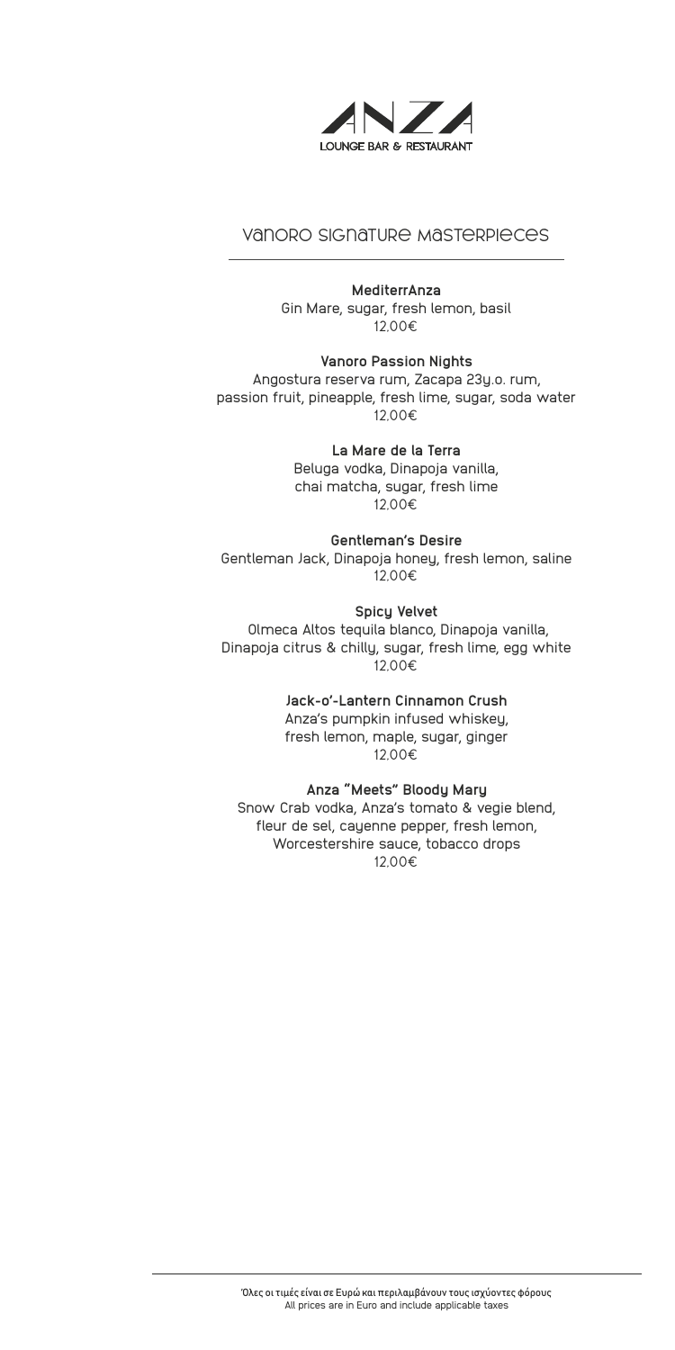# ANZA
LOUNGE BAR & RESTAURANT

## Vanoro Signature Masterpieces

**MediterrAnza**
Gin Mare, sugar, fresh lemon, basil
12,00€

**Vanoro Passion Nights**
Angostura reserva rum, Zacapa 23y.o. rum, passion fruit, pineapple, fresh lime, sugar, soda water
12,00€

**La Mare de la Terra**
Beluga vodka, Dinapoja vanilla, chai matcha, sugar, fresh lime
12,00€

**Gentleman's Desire**
Gentleman Jack, Dinapoja honey, fresh lemon, saline
12,00€

**Spicy Velvet**
Olmeca Altos tequila blanco, Dinapoja vanilla, Dinapoja citrus & chilly, sugar, fresh lime, egg white
12,00€

**Jack-o'-Lantern Cinnamon Crush**
Anza's pumpkin infused whiskey, fresh lemon, maple, sugar, ginger
12,00€

**Anza "Meets" Bloody Mary**
Snow Crab vodka, Anza's tomato & vegie blend, fleur de sel, cayenne pepper, fresh lemon, Worcestershire sauce, tobacco drops
12,00€

Όλες οι τιμές είναι σε Ευρώ και περιλαμβάνουν τους ισχύοντες φόρους
All prices are in Euro and include applicable taxes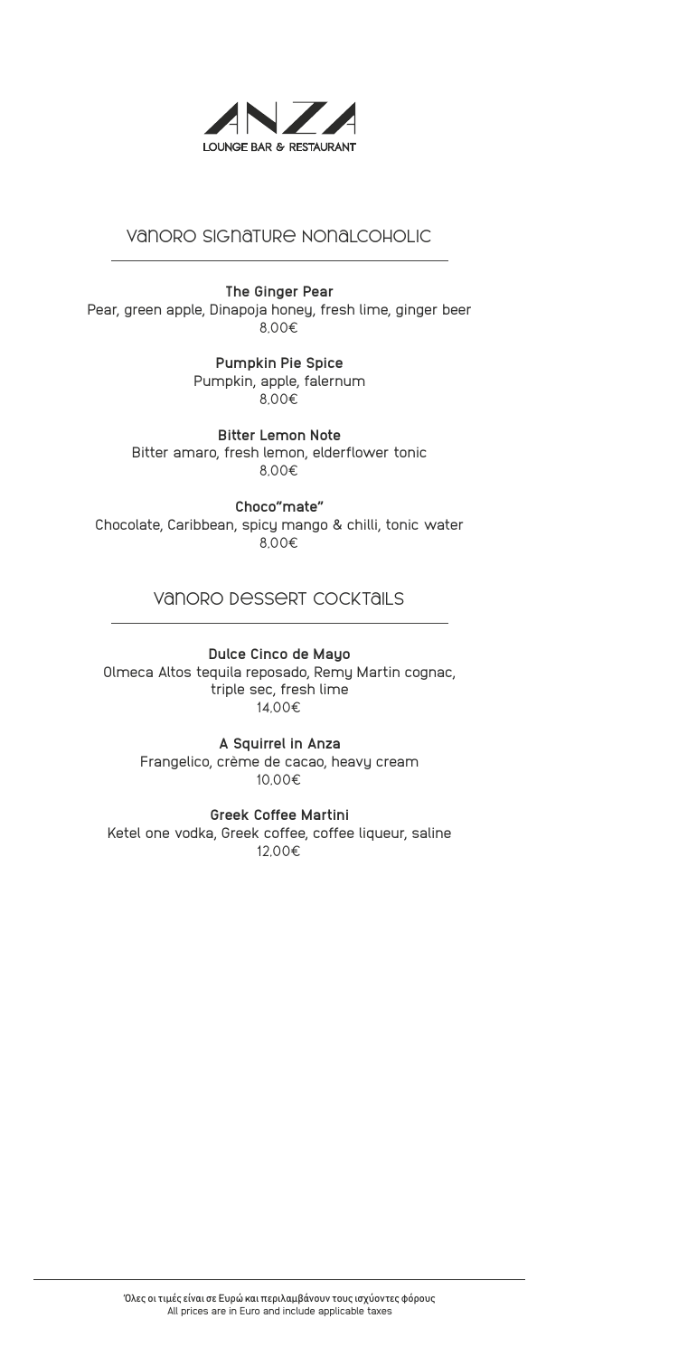# ANZA

LOUNGE BAR & RESTAURANT

## VANORO SIGNATURE NONALCOHOLIC

**The Ginger Pear**
Pear, green apple, Dinapoja honey, fresh lime, ginger beer
8,00€

**Pumpkin Pie Spice**
Pumpkin, apple, falernum
8,00€

**Bitter Lemon Note**
Bitter amaro, fresh lemon, elderflower tonic
8,00€

**Choco"mate"**
Chocolate, Caribbean, spicy mango & chilli, tonic water
8,00€

## VANORO DESSERT COCKTAILS

**Dulce Cinco de Mayo**
Olmeca Altos tequila reposado, Remy Martin cognac, triple sec, fresh lime
14,00€

**A Squirrel in Anza**
Frangelico, crème de cacao, heavy cream
10,00€

**Greek Coffee Martini**
Ketel one vodka, Greek coffee, coffee liqueur, saline
12,00€

Όλες οι τιμές είναι σε Ευρώ και περιλαμβάνουν τους ισχύοντες φόρους
All prices are in Euro and include applicable taxes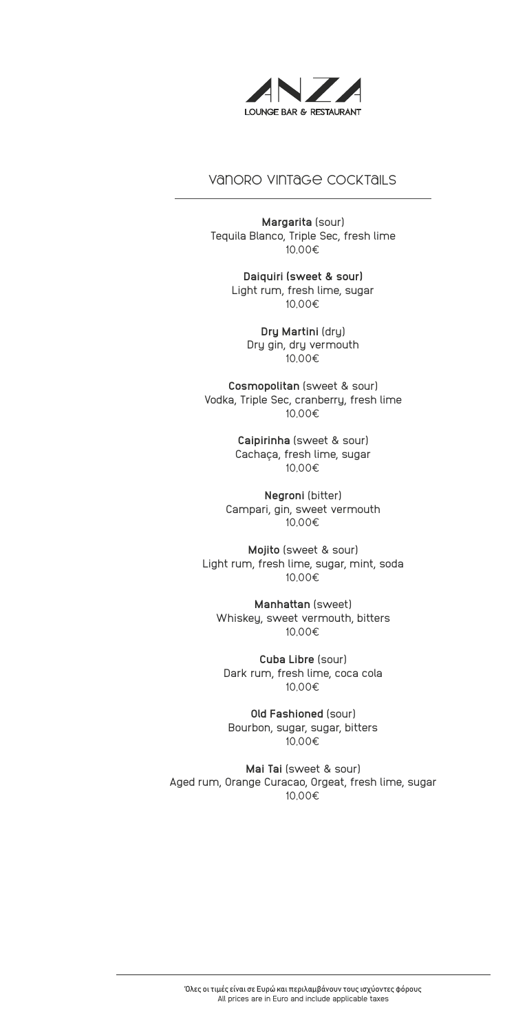# ANZA

LOUNGE BAR & RESTAURANT

## Vanoro Vintage Cocktails

**Margarita** (sour)
Tequila Blanco, Triple Sec, fresh lime
10,00€

**Daiquiri (sweet & sour)**
Light rum, fresh lime, sugar
10,00€

**Dry Martini** (dry)
Dry gin, dry vermouth
10,00€

**Cosmopolitan** (sweet & sour)
Vodka, Triple Sec, cranberry, fresh lime
10,00€

**Caipirinha** (sweet & sour)
Cachaça, fresh lime, sugar
10,00€

**Negroni** (bitter)
Campari, gin, sweet vermouth
10,00€

**Mojito** (sweet & sour)
Light rum, fresh lime, sugar, mint, soda
10,00€

**Manhattan** (sweet)
Whiskey, sweet vermouth, bitters
10,00€

**Cuba Libre** (sour)
Dark rum, fresh lime, coca cola
10,00€

**Old Fashioned** (sour)
Bourbon, sugar, sugar, bitters
10,00€

**Mai Tai** (sweet & sour)
Aged rum, Orange Curacao, Orgeat, fresh lime, sugar
10,00€

Όλες οι τιμές είναι σε Ευρώ και περιλαμβάνουν τους ισχύοντες φόρους
All prices are in Euro and include applicable taxes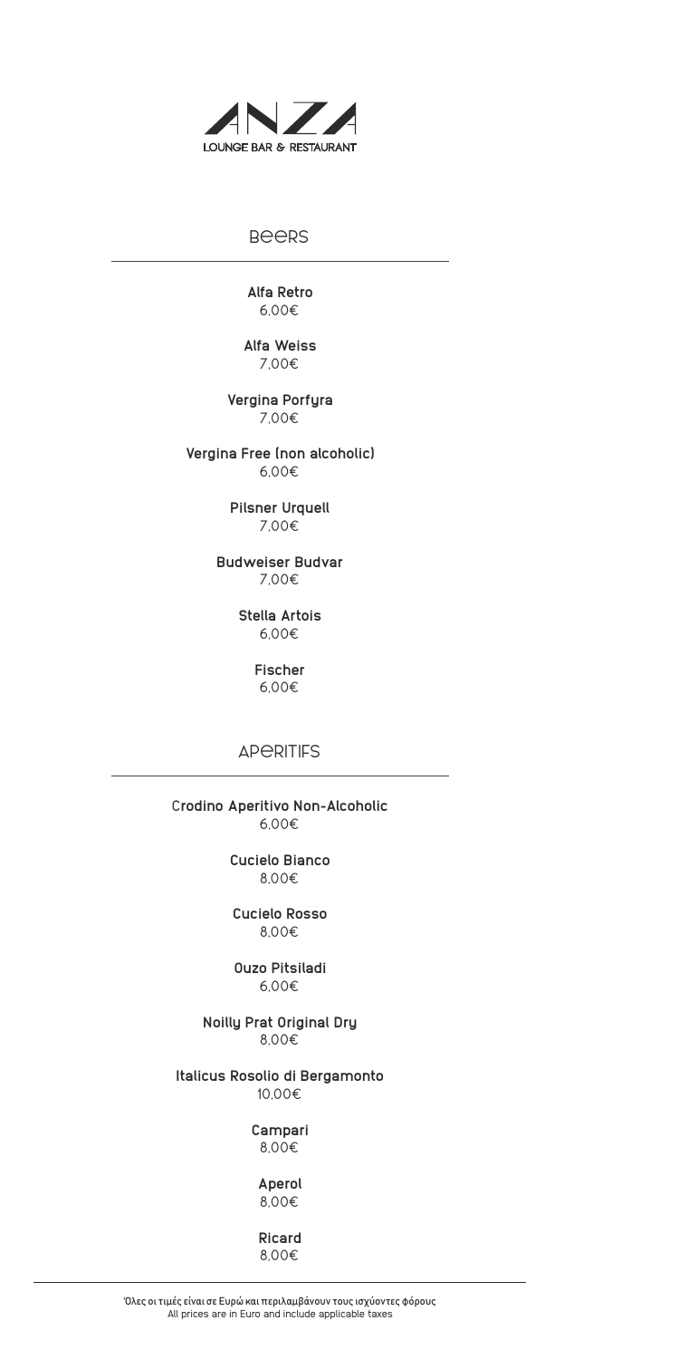ANZA

LOUNGE BAR & RESTAURANT

## BEERS

**Alfa Retro**
6,00€

**Alfa Weiss**
7,00€

**Vergina Porfyra**
7,00€

**Vergina Free (non alcoholic)**
6,00€

**Pilsner Urquell**
7,00€

**Budweiser Budvar**
7,00€

**Stella Artois**
6,00€

**Fischer**
6,00€

## APERITIFS

**Crodino Aperitivo Non-Alcoholic**
6,00€

**Cucielo Bianco**
8,00€

**Cucielo Rosso**
8,00€

**Ouzo Pitsiladi**
6,00€

**Noilly Prat Original Dry**
8,00€

**Italicus Rosolio di Bergamonto**
10,00€

**Campari**
8,00€

**Aperol**
8,00€

**Ricard**
8,00€

Όλες οι τιμές είναι σε Ευρώ και περιλαμβάνουν τους ισχύοντες φόρους
All prices are in Euro and include applicable taxes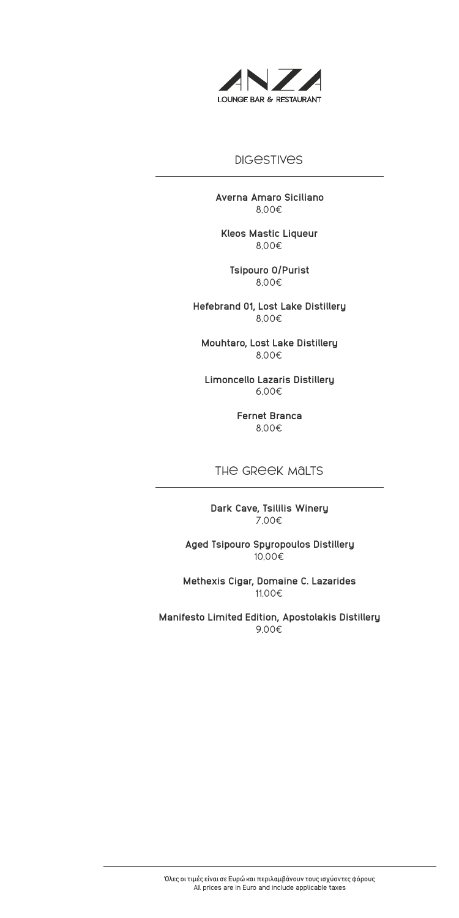ANZA
LOUNGE BAR & RESTAURANT

## DIGESTIVES

**Averna Amaro Siciliano**
8,00€

**Kleos Mastic Liqueur**
8,00€

**Tsipouro 0/Purist**
8,00€

**Hefebrand 01, Lost Lake Distillery**
8,00€

**Mouhtaro, Lost Lake Distillery**
8,00€

**Limoncello Lazaris Distillery**
6,00€

**Fernet Branca**
8,00€

## THE GREEK MALTS

**Dark Cave, Tsililis Winery**
7,00€

**Aged Tsipouro Spyropoulos Distillery**
10,00€

**Methexis Cigar, Domaine C. Lazarides**
11,00€

**Manifesto Limited Edition, Apostolakis Distillery**
9,00€

Όλες οι τιμές είναι σε Ευρώ και περιλαμβάνουν τους ισχύοντες φόρους
All prices are in Euro and include applicable taxes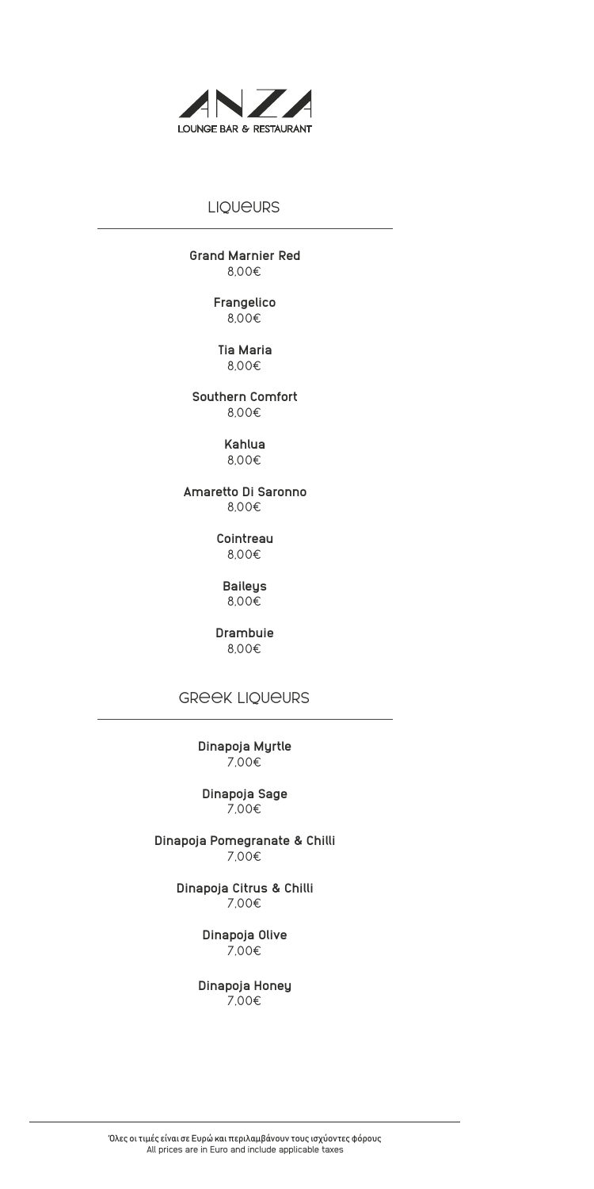ANZA

LOUNGE BAR & RESTAURANT

## LIQUEURS

**Grand Marnier Red**
8,00€

**Frangelico**
8,00€

**Tia Maria**
8,00€

**Southern Comfort**
8,00€

**Kahlua**
8,00€

**Amaretto Di Saronno**
8,00€

**Cointreau**
8,00€

**Baileys**
8,00€

**Drambuie**
8,00€

## GREEK LIQUEURS

**Dinapoja Myrtle**
7,00€

**Dinapoja Sage**
7,00€

**Dinapoja Pomegranate & Chilli**
7,00€

**Dinapoja Citrus & Chilli**
7,00€

**Dinapoja Olive**
7,00€

**Dinapoja Honey**
7,00€

Όλες οι τιμές είναι σε Ευρώ και περιλαμβάνουν τους ισχύοντες φόρους
All prices are in Euro and include applicable taxes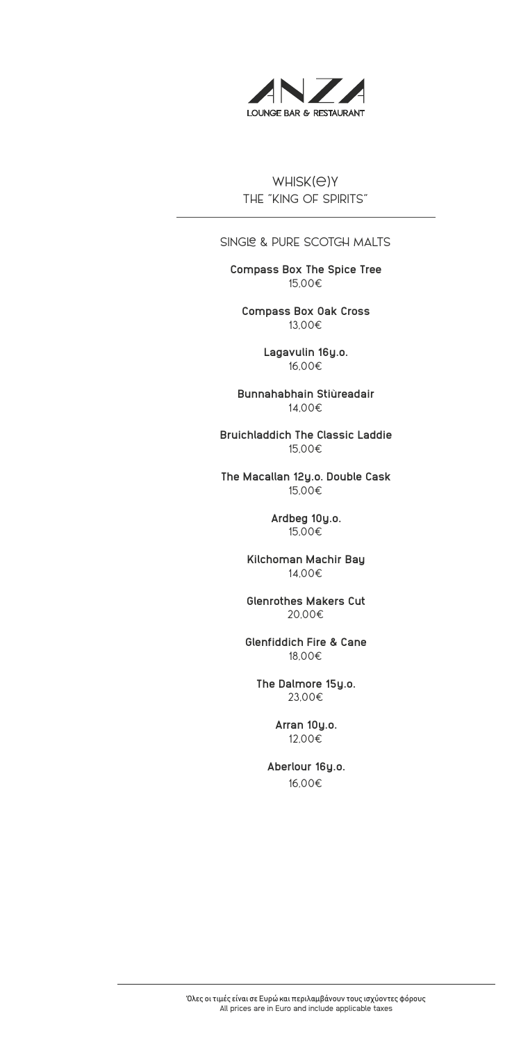ANZA

LOUNGE BAR & RESTAURANT

# WHISK(E)Y
## THE "KING OF SPIRITS"

### SINGLE & PURE SCOTCH MALTS

**Compass Box The Spice Tree**
15,00€

**Compass Box Oak Cross**
13,00€

**Lagavulin 16y.o.**
16,00€

**Bunnahabhain Stiùreadair**
14,00€

**Bruichladdich The Classic Laddie**
15,00€

**The Macallan 12y.o. Double Cask**
15,00€

**Ardbeg 10y.o.**
15,00€

**Kilchoman Machir Bay**
14,00€

**Glenrothes Makers Cut**
20,00€

**Glenfiddich Fire & Cane**
18,00€

**The Dalmore 15y.o.**
23,00€

**Arran 10y.o.**
12,00€

**Aberlour 16y.o.**
16,00€

Όλες οι τιμές είναι σε Ευρώ και περιλαμβάνουν τους ισχύοντες φόρους
All prices are in Euro and include applicable taxes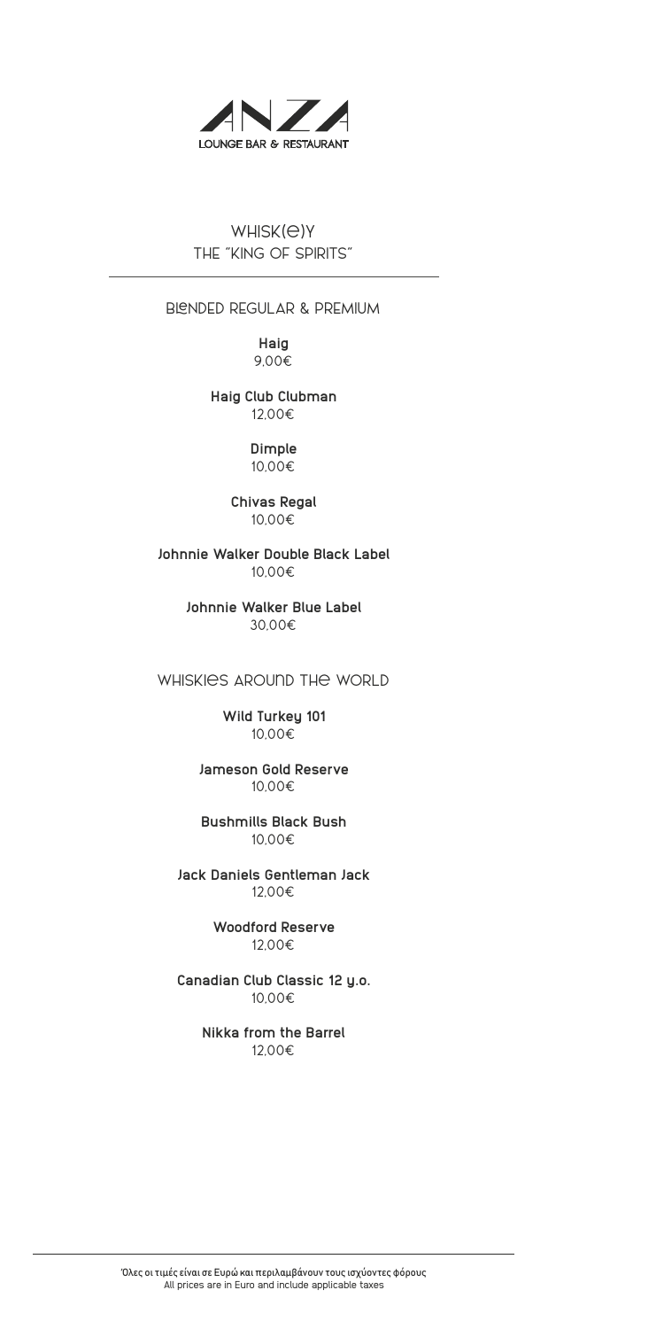ANZA
LOUNGE BAR & RESTAURANT

# WHISK(E)Y
## THE "KING OF SPIRITS"

### BLENDED REGULAR & PREMIUM

**Haig**
9,00€

**Haig Club Clubman**
12,00€

**Dimple**
10,00€

**Chivas Regal**
10,00€

**Johnnie Walker Double Black Label**
10,00€

**Johnnie Walker Blue Label**
30,00€

### WHISKIES AROUND THE WORLD

**Wild Turkey 101**
10,00€

**Jameson Gold Reserve**
10,00€

**Bushmills Black Bush**
10,00€

**Jack Daniels Gentleman Jack**
12,00€

**Woodford Reserve**
12,00€

**Canadian Club Classic 12 y.o.**
10,00€

**Nikka from the Barrel**
12,00€

Όλες οι τιμές είναι σε Ευρώ και περιλαμβάνουν τους ισχύοντες φόρους
All prices are in Euro and include applicable taxes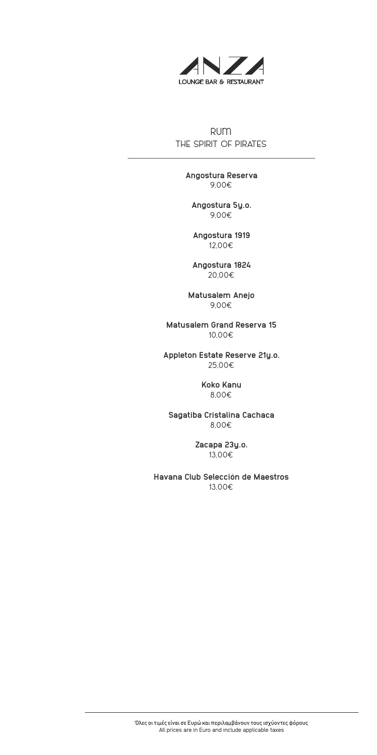ANZA

LOUNGE BAR & RESTAURANT

# RUM
## THE SPIRIT OF PIRATES

**Angostura Reserva**
9,00€

**Angostura 5y.o.**
9,00€

**Angostura 1919**
12,00€

**Angostura 1824**
20,00€

**Matusalem Anejo**
9,00€

**Matusalem Grand Reserva 15**
10,00€

**Appleton Estate Reserve 21y.o.**
25,00€

**Koko Kanu**
8,00€

**Sagatiba Cristalina Cachaca**
8,00€

**Zacapa 23y.o.**
13,00€

**Havana Club Selección de Maestros**
13,00€

Όλες οι τιμές είναι σε Ευρώ και περιλαμβάνουν τους ισχύοντες φόρους
All prices are in Euro and include applicable taxes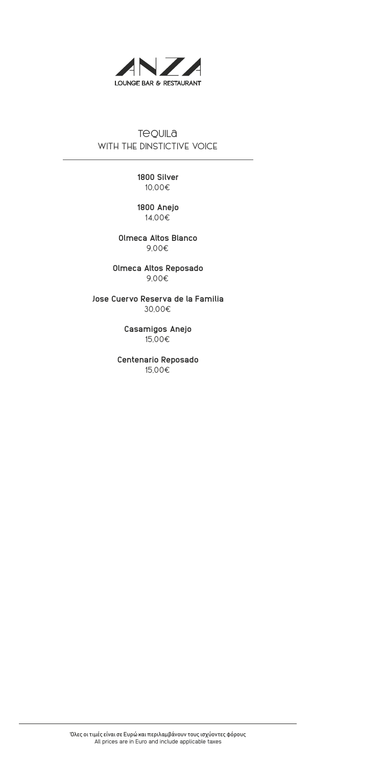ANZA
LOUNGE BAR & RESTAURANT

# Tequila
## WITH THE DINSTICTIVE VOICE

**1800 Silver**
10,00€

**1800 Anejo**
14,00€

**Olmeca Altos Blanco**
9,00€

**Olmeca Altos Reposado**
9,00€

**Jose Cuervo Reserva de la Familia**
30,00€

**Casamigos Anejo**
15,00€

**Centenario Reposado**
15,00€

Όλες οι τιμές είναι σε Ευρώ και περιλαμβάνουν τους ισχύοντες φόρους
All prices are in Euro and include applicable taxes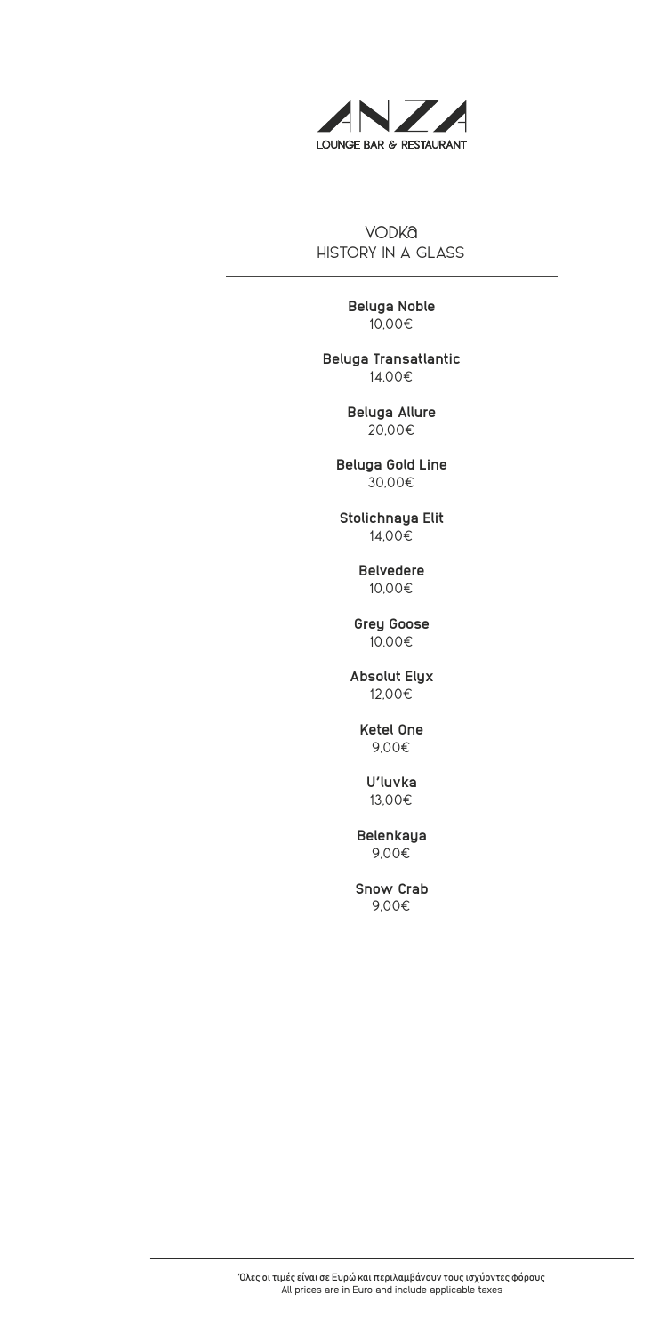# ANZA
LOUNGE BAR & RESTAURANT

## VODKA
### HISTORY IN A GLASS

**Beluga Noble**
10,00€

**Beluga Transatlantic**
14,00€

**Beluga Allure**
20,00€

**Beluga Gold Line**
30,00€

**Stolichnaya Elit**
14,00€

**Belvedere**
10,00€

**Grey Goose**
10,00€

**Absolut Elyx**
12,00€

**Ketel One**
9,00€

**U'luvka**
13,00€

**Belenkaya**
9,00€

**Snow Crab**
9,00€

Όλες οι τιμές είναι σε Ευρώ και περιλαμβάνουν τους ισχύοντες φόρους
All prices are in Euro and include applicable taxes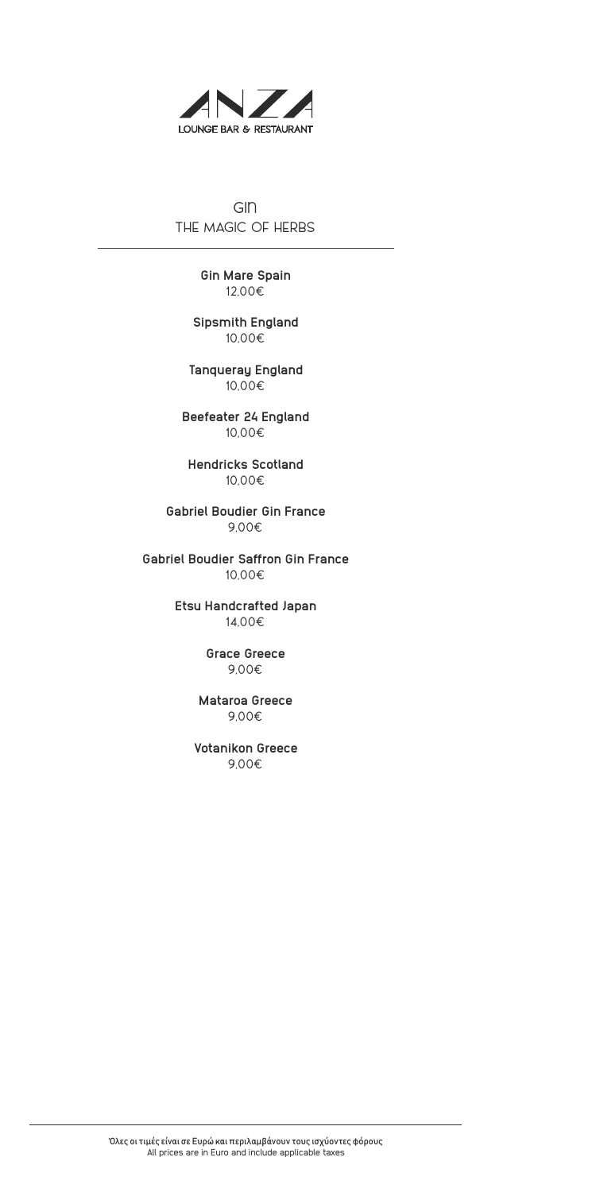ANZA
LOUNGE BAR & RESTAURANT

# GIN
## THE MAGIC OF HERBS

**Gin Mare Spain**
12,00€

**Sipsmith England**
10,00€

**Tanqueray England**
10,00€

**Beefeater 24 England**
10,00€

**Hendricks Scotland**
10,00€

**Gabriel Boudier Gin France**
9,00€

**Gabriel Boudier Saffron Gin France**
10,00€

**Etsu Handcrafted Japan**
14,00€

**Grace Greece**
9,00€

**Mataroa Greece**
9,00€

**Votanikon Greece**
9,00€

Όλες οι τιμές είναι σε Ευρώ και περιλαμβάνουν τους ισχύοντες φόρους
All prices are in Euro and include applicable taxes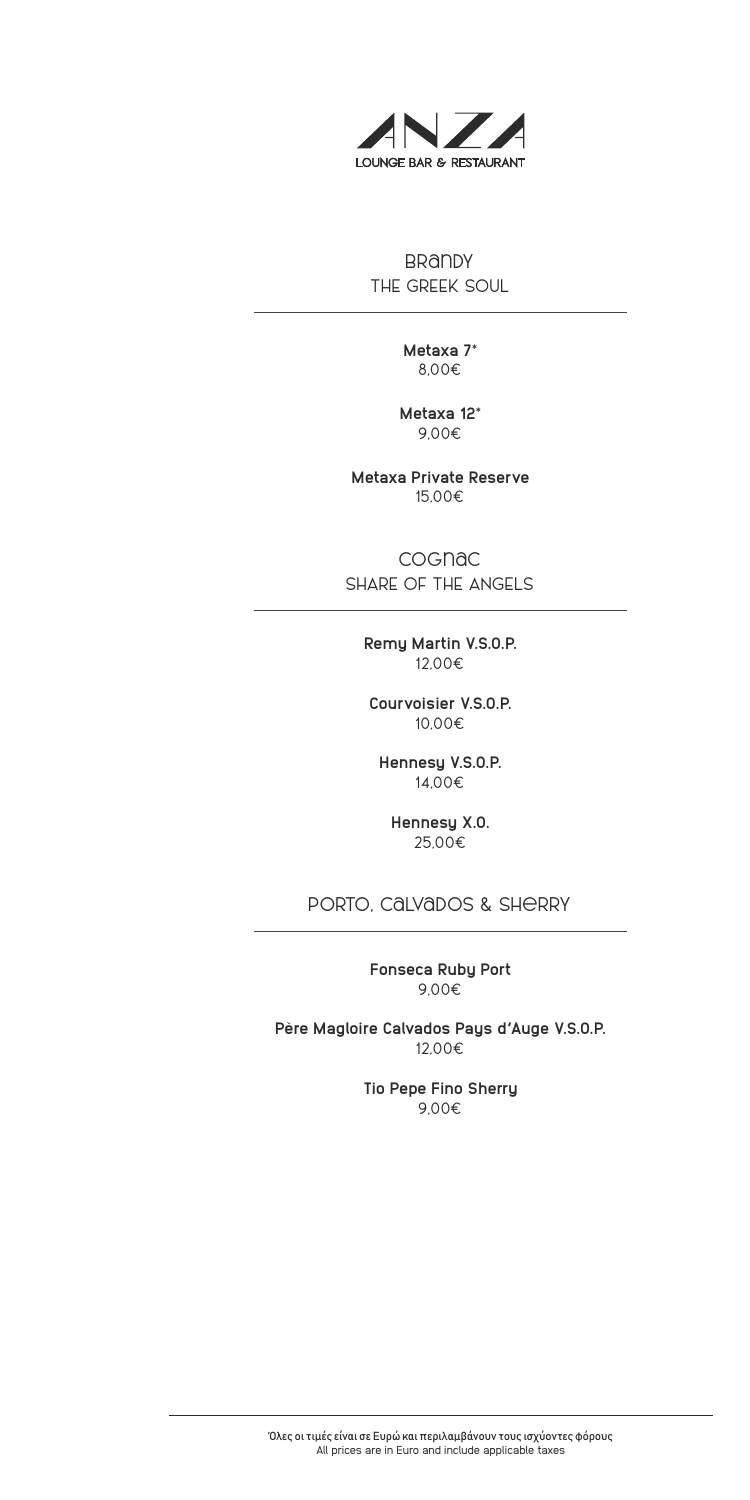ANZA
LOUNGE BAR & RESTAURANT

## BRANDY
THE GREEK SOUL

**Metaxa 7***
8,00€

**Metaxa 12***
9,00€

**Metaxa Private Reserve**
15,00€

## COGNAC
SHARE OF THE ANGELS

**Remy Martin V.S.O.P.**
12,00€

**Courvoisier V.S.O.P.**
10,00€

**Hennesy V.S.O.P.**
14,00€

**Hennesy X.O.**
25,00€

## PORTO, CALVADOS & SHERRY

**Fonseca Ruby Port**
9,00€

**Père Magloire Calvados Pays d'Auge V.S.O.P.**
12,00€

**Tio Pepe Fino Sherry**
9,00€

Όλες οι τιμές είναι σε Ευρώ και περιλαμβάνουν τους ισχύοντες φόρους
All prices are in Euro and include applicable taxes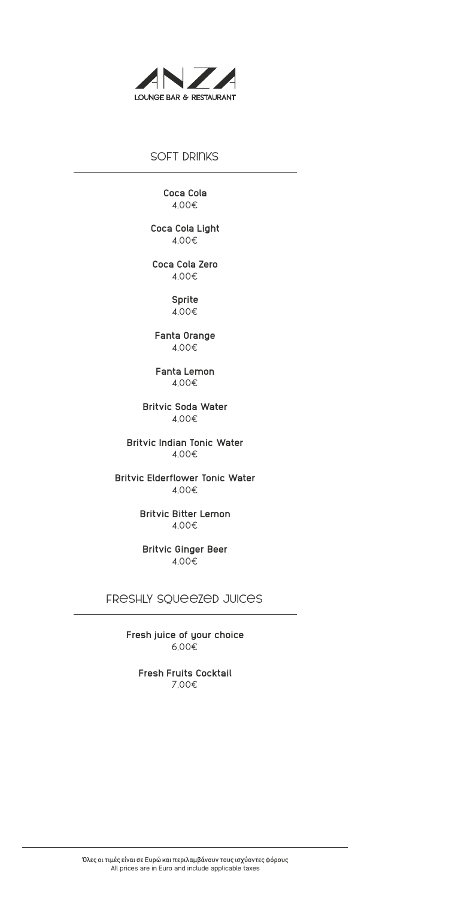ANZA
LOUNGE BAR & RESTAURANT

## SOFT DRINKS

**Coca Cola**
4,00€

**Coca Cola Light**
4,00€

**Coca Cola Zero**
4,00€

**Sprite**
4,00€

**Fanta Orange**
4,00€

**Fanta Lemon**
4,00€

**Britvic Soda Water**
4,00€

**Britvic Indian Tonic Water**
4,00€

**Britvic Elderflower Tonic Water**
4,00€

**Britvic Bitter Lemon**
4,00€

**Britvic Ginger Beer**
4,00€

## FRESHLY SQUEEZED JUICES

**Fresh juice of your choice**
6,00€

**Fresh Fruits Cocktail**
7,00€

Όλες οι τιμές είναι σε Ευρώ και περιλαμβάνουν τους ισχύοντες φόρους
All prices are in Euro and include applicable taxes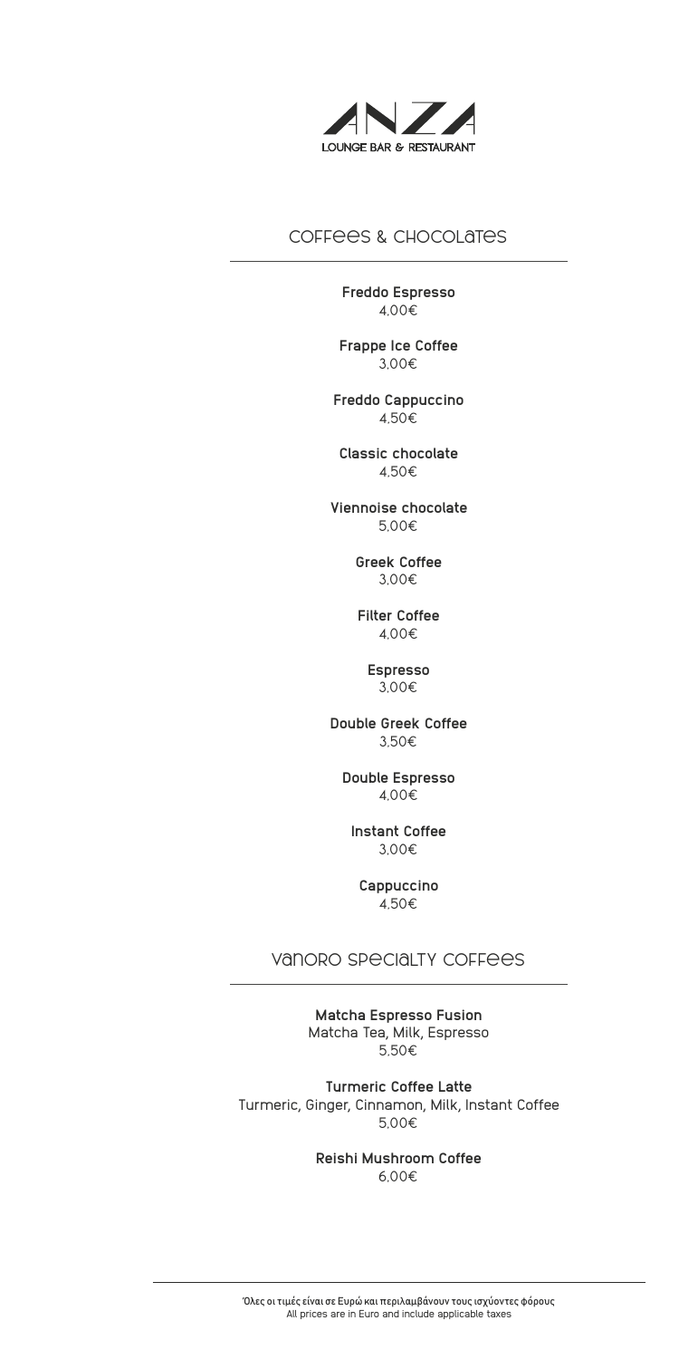# ANZA

LOUNGE BAR & RESTAURANT

## COFFEES & CHOCOLATES

**Freddo Espresso**
4,00€

**Frappe Ice Coffee**
3,00€

**Freddo Cappuccino**
4,50€

**Classic chocolate**
4,50€

**Viennoise chocolate**
5,00€

**Greek Coffee**
3,00€

**Filter Coffee**
4,00€

**Espresso**
3,00€

**Double Greek Coffee**
3,50€

**Double Espresso**
4,00€

**Instant Coffee**
3,00€

**Cappuccino**
4,50€

## VANORO SPECIALTY COFFEES

**Matcha Espresso Fusion**
Matcha Tea, Milk, Espresso
5,50€

**Turmeric Coffee Latte**
Turmeric, Ginger, Cinnamon, Milk, Instant Coffee
5,00€

**Reishi Mushroom Coffee**
6,00€

Όλες οι τιμές είναι σε Ευρώ και περιλαμβάνουν τους ισχύοντες φόρους
All prices are in Euro and include applicable taxes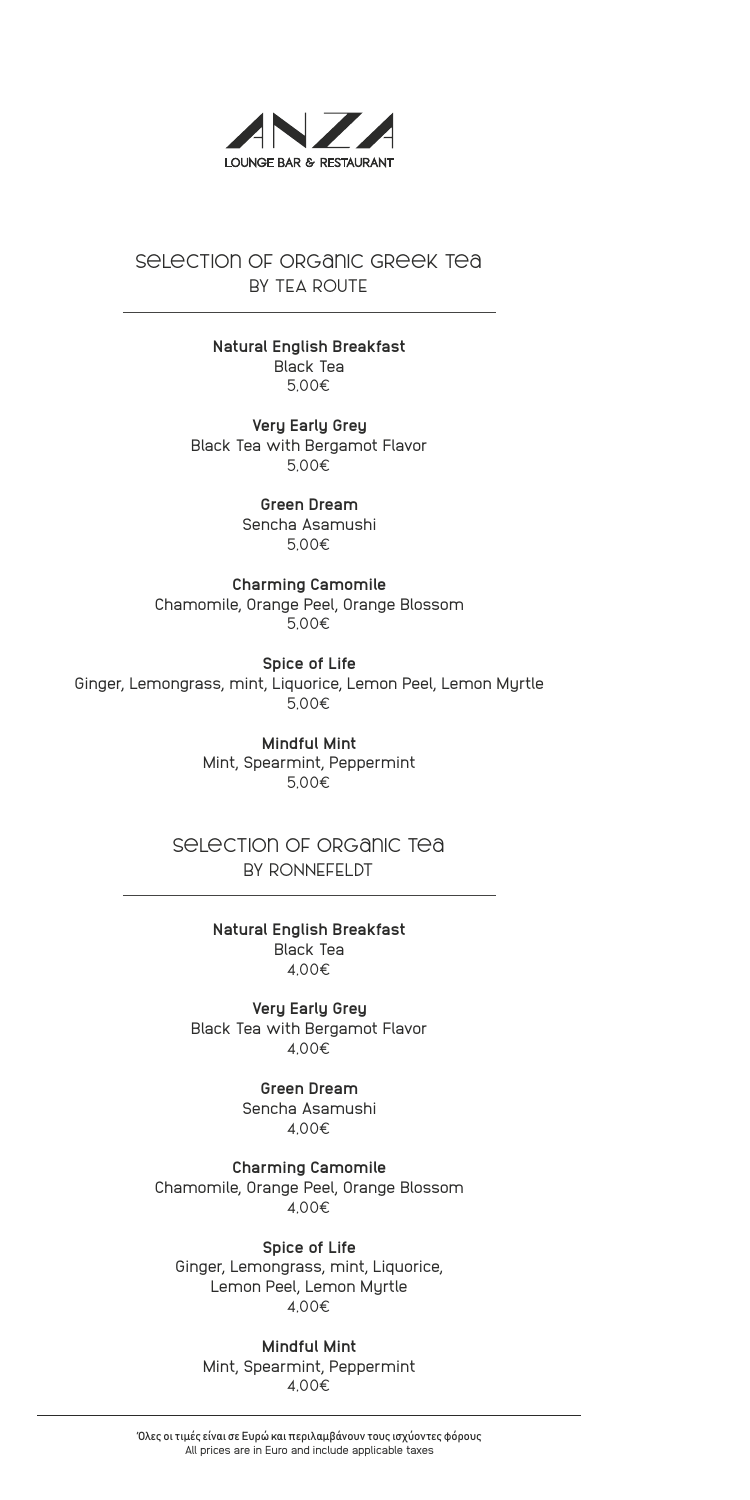ANZA
LOUNGE BAR & RESTAURANT

## SELECTION OF ORGANIC GREEK TEA
BY TEA ROUTE

**Natural English Breakfast**
Black Tea
5,00€

**Very Early Grey**
Black Tea with Bergamot Flavor
5,00€

**Green Dream**
Sencha Asamushi
5,00€

**Charming Camomile**
Chamomile, Orange Peel, Orange Blossom
5,00€

**Spice of Life**
Ginger, Lemongrass, mint, Liquorice, Lemon Peel, Lemon Myrtle
5,00€

**Mindful Mint**
Mint, Spearmint, Peppermint
5,00€

## SELECTION OF ORGANIC TEA
BY RONNEFELDT

**Natural English Breakfast**
Black Tea
4,00€

**Very Early Grey**
Black Tea with Bergamot Flavor
4,00€

**Green Dream**
Sencha Asamushi
4,00€

**Charming Camomile**
Chamomile, Orange Peel, Orange Blossom
4,00€

**Spice of Life**
Ginger, Lemongrass, mint, Liquorice,
Lemon Peel, Lemon Myrtle
4,00€

**Mindful Mint**
Mint, Spearmint, Peppermint
4,00€

Όλες οι τιμές είναι σε Ευρώ και περιλαμβάνουν τους ισχύοντες φόρους
All prices are in Euro and include applicable taxes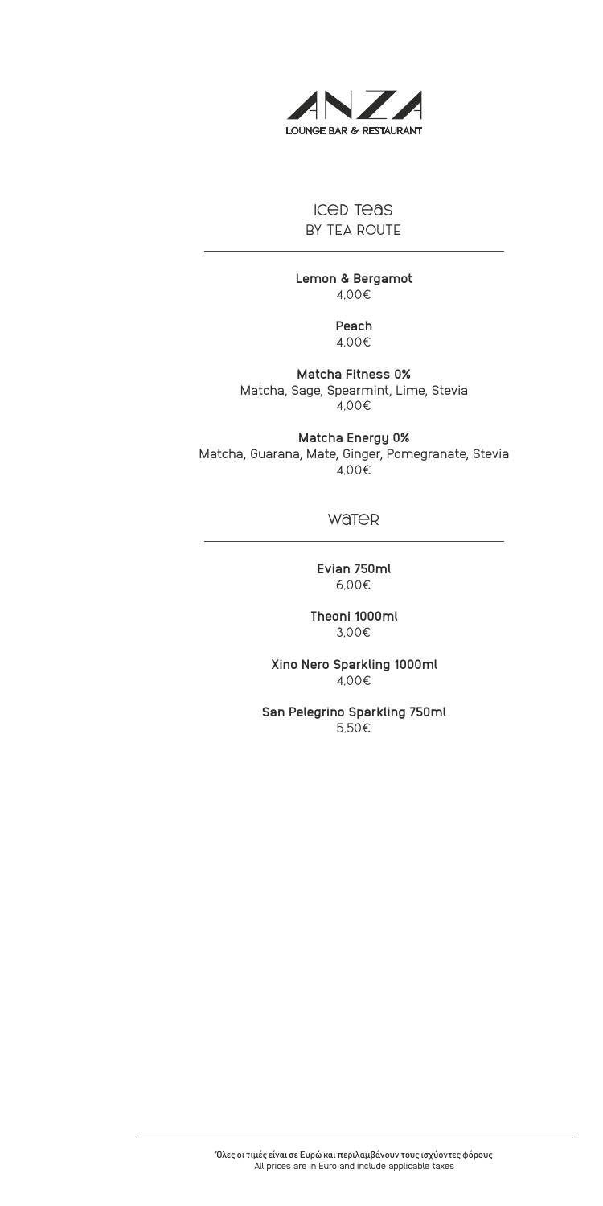# ANZA
LOUNGE BAR & RESTAURANT

## Iced Teas
BY TEA ROUTE

**Lemon & Bergamot**
4,00€

**Peach**
4,00€

**Matcha Fitness 0%**
Matcha, Sage, Spearmint, Lime, Stevia
4,00€

**Matcha Energy 0%**
Matcha, Guarana, Mate, Ginger, Pomegranate, Stevia
4,00€

## Water

**Evian 750ml**
6,00€

**Theoni 1000ml**
3,00€

**Xino Nero Sparkling 1000ml**
4,00€

**San Pelegrino Sparkling 750ml**
5,50€

Όλες οι τιμές είναι σε Ευρώ και περιλαμβάνουν τους ισχύοντες φόρους
All prices are in Euro and include applicable taxes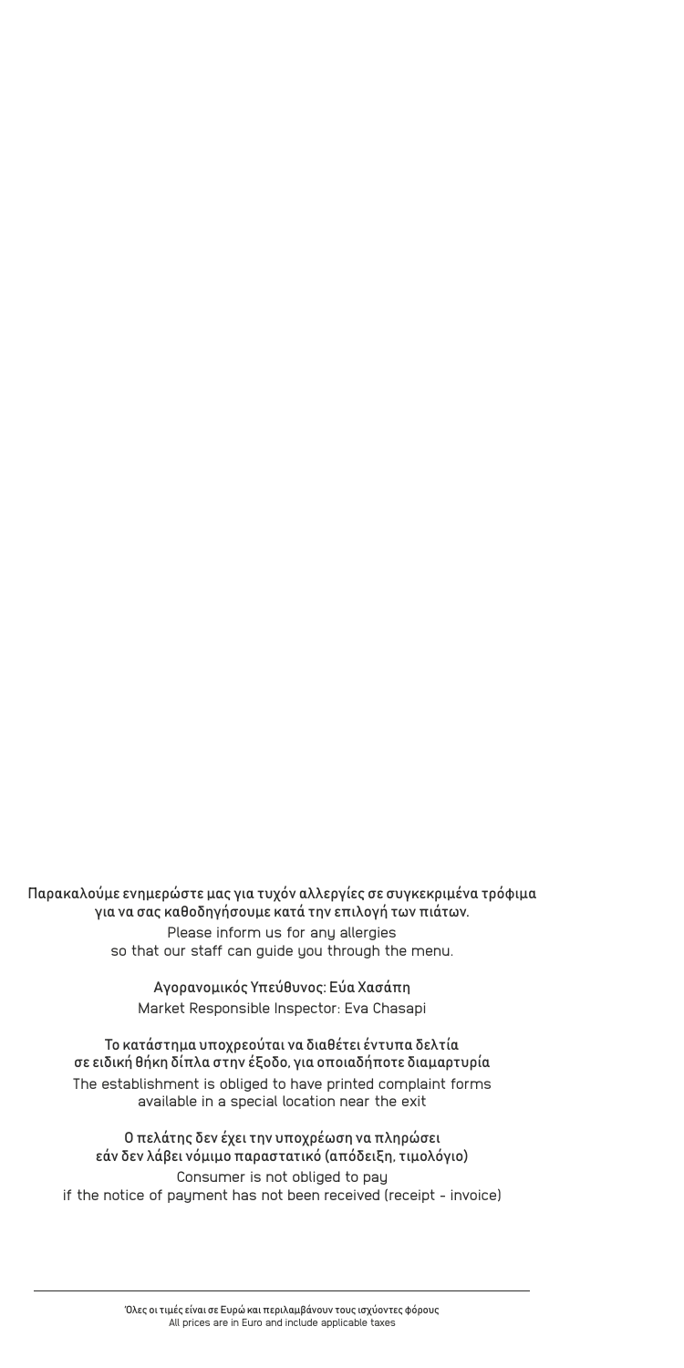**Παρακαλούμε ενημερώστε μας για τυχόν αλλεργίες σε συγκεκριμένα τρόφιμα για να σας καθοδηγήσουμε κατά την επιλογή των πιάτων.**

Please inform us for any allergies so that our staff can guide you through the menu.

**Αγορανομικός Υπεύθυνος: Εύα Χασάπη**

Market Responsible Inspector: Eva Chasapi

**Το κατάστημα υποχρεούται να διαθέτει έντυπα δελτία σε ειδική θήκη δίπλα στην έξοδο, για οποιαδήποτε διαμαρτυρία**

The establishment is obliged to have printed complaint forms available in a special location near the exit

**Ο πελάτης δεν έχει την υποχρέωση να πληρώσει εάν δεν λάβει νόμιμο παραστατικό (απόδειξη, τιμολόγιο)**

Consumer is not obliged to pay if the notice of payment has not been received (receipt - invoice)

---

Όλες οι τιμές είναι σε Ευρώ και περιλαμβάνουν τους ισχύοντες φόρους

All prices are in Euro and include applicable taxes